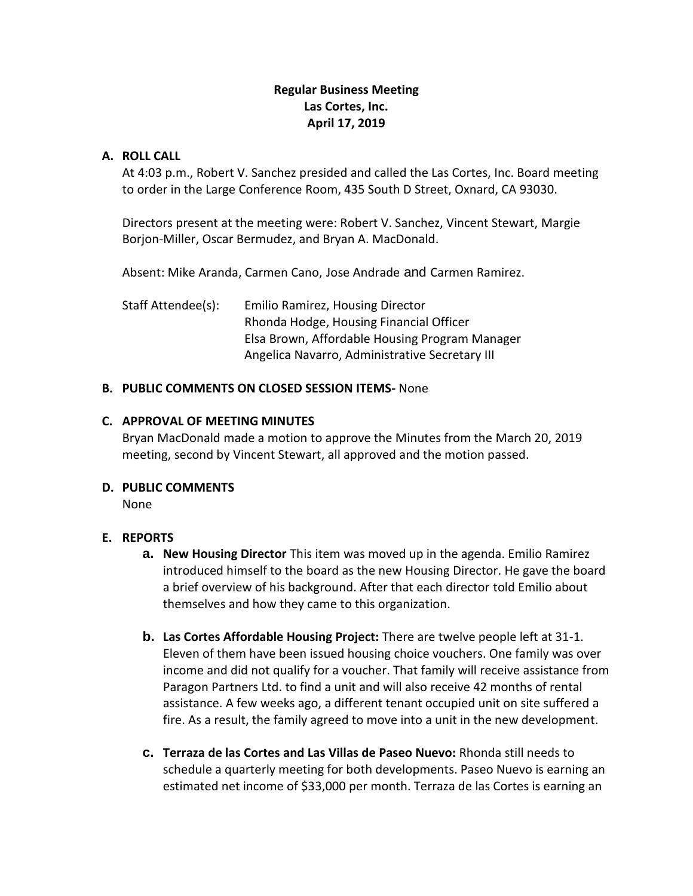**Regular Business Meeting**
**Las Cortes, Inc.**
**April 17, 2019**

**A. ROLL CALL**

At 4:03 p.m., Robert V. Sanchez presided and called the Las Cortes, Inc. Board meeting to order in the Large Conference Room, 435 South D Street, Oxnard, CA 93030.

Directors present at the meeting were: Robert V. Sanchez, Vincent Stewart, Margie Borjon-Miller, Oscar Bermudez, and Bryan A. MacDonald.

Absent: Mike Aranda, Carmen Cano, Jose Andrade and Carmen Ramirez.

Staff Attendee(s): Emilio Ramirez, Housing Director
Rhonda Hodge, Housing Financial Officer
Elsa Brown, Affordable Housing Program Manager
Angelica Navarro, Administrative Secretary III

**B. PUBLIC COMMENTS ON CLOSED SESSION ITEMS-** None

**C. APPROVAL OF MEETING MINUTES**

Bryan MacDonald made a motion to approve the Minutes from the March 20, 2019 meeting, second by Vincent Stewart, all approved and the motion passed.

**D. PUBLIC COMMENTS**

None

**E. REPORTS**

a. **New Housing Director** This item was moved up in the agenda. Emilio Ramirez introduced himself to the board as the new Housing Director. He gave the board a brief overview of his background. After that each director told Emilio about themselves and how they came to this organization.

b. **Las Cortes Affordable Housing Project:** There are twelve people left at 31-1. Eleven of them have been issued housing choice vouchers. One family was over income and did not qualify for a voucher. That family will receive assistance from Paragon Partners Ltd. to find a unit and will also receive 42 months of rental assistance. A few weeks ago, a different tenant occupied unit on site suffered a fire. As a result, the family agreed to move into a unit in the new development.

c. **Terraza de las Cortes and Las Villas de Paseo Nuevo:** Rhonda still needs to schedule a quarterly meeting for both developments. Paseo Nuevo is earning an estimated net income of $33,000 per month. Terraza de las Cortes is earning an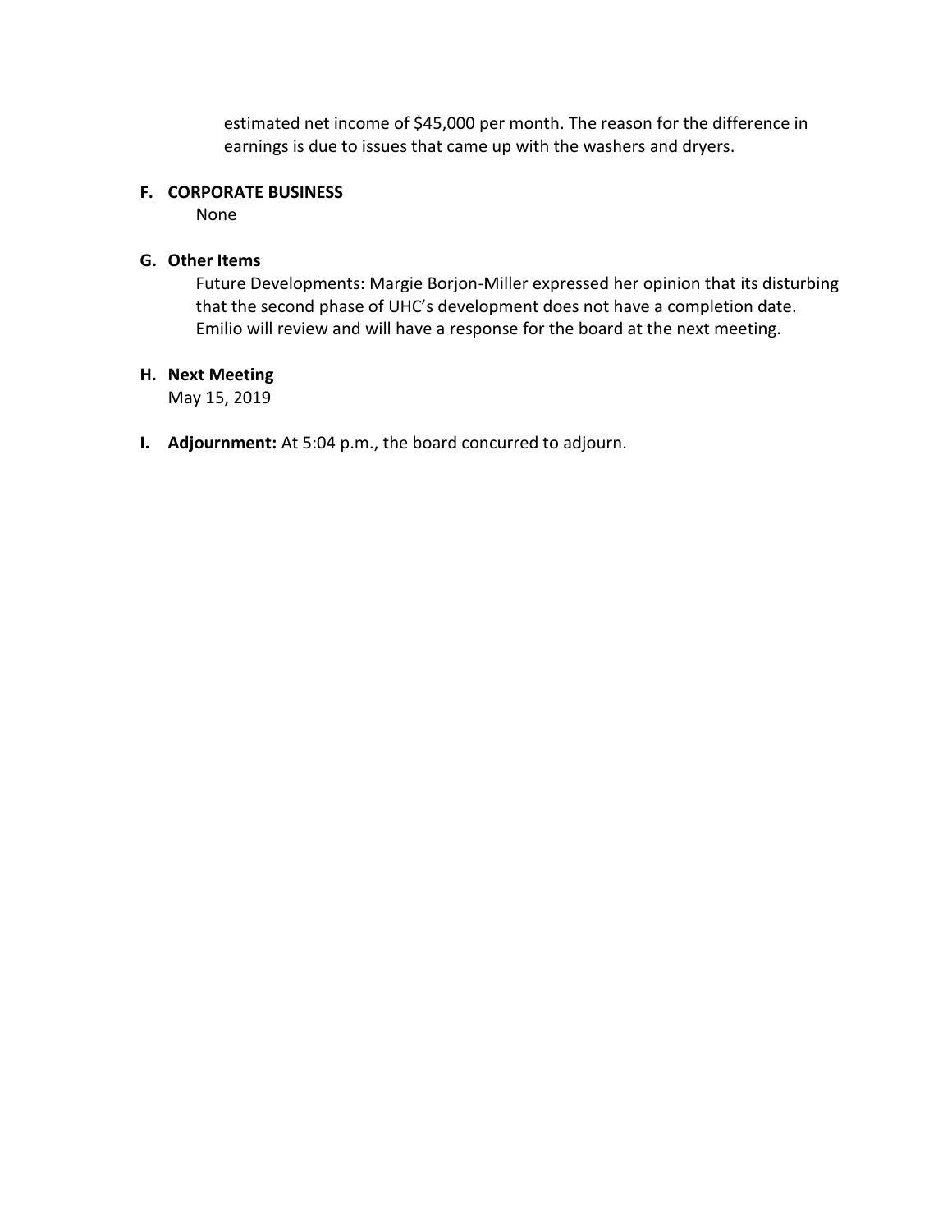estimated net income of $45,000 per month. The reason for the difference in earnings is due to issues that came up with the washers and dryers.

**F. CORPORATE BUSINESS**

None

**G. Other Items**

Future Developments: Margie Borjon-Miller expressed her opinion that its disturbing that the second phase of UHC's development does not have a completion date. Emilio will review and will have a response for the board at the next meeting.

**H. Next Meeting**

May 15, 2019

**I. Adjournment:** At 5:04 p.m., the board concurred to adjourn.